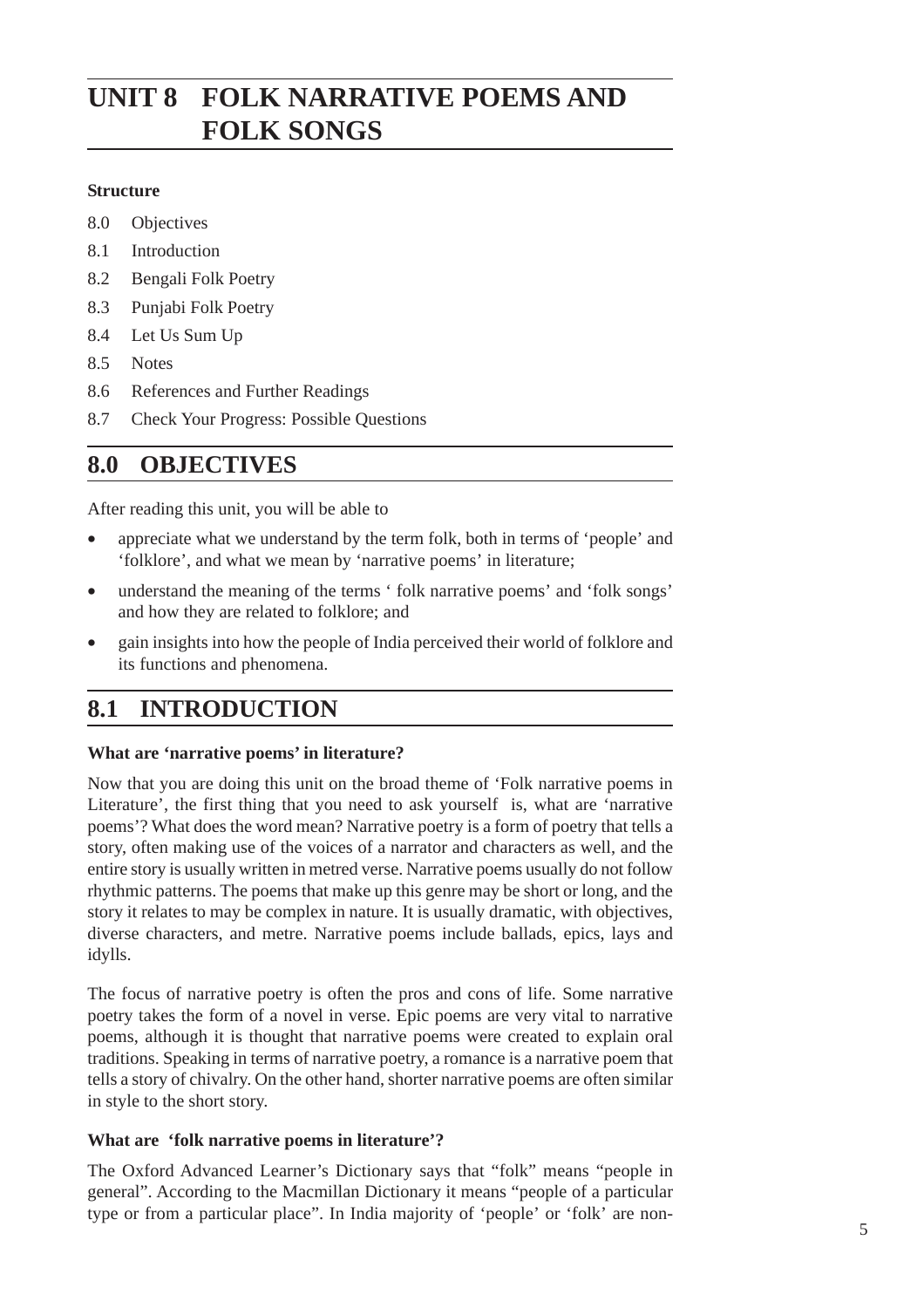# UNIT 8 FOLK NARRATIVE POEMS AND FOLK SONGS

**Structure**

8.0 Objectives

8.1 Introduction

8.2 Bengali Folk Poetry

8.3 Punjabi Folk Poetry

8.4 Let Us Sum Up

8.5 Notes

8.6 References and Further Readings

8.7 Check Your Progress: Possible Questions

## 8.0 OBJECTIVES

After reading this unit, you will be able to

- appreciate what we understand by the term folk, both in terms of 'people' and 'folklore', and what we mean by 'narrative poems' in literature;
- understand the meaning of the terms ' folk narrative poems' and 'folk songs' and how they are related to folklore; and
- gain insights into how the people of India perceived their world of folklore and its functions and phenomena.

## 8.1 INTRODUCTION

**What are 'narrative poems' in literature?**

Now that you are doing this unit on the broad theme of 'Folk narrative poems in Literature', the first thing that you need to ask yourself is, what are 'narrative poems'? What does the word mean? Narrative poetry is a form of poetry that tells a story, often making use of the voices of a narrator and characters as well, and the entire story is usually written in metred verse. Narrative poems usually do not follow rhythmic patterns. The poems that make up this genre may be short or long, and the story it relates to may be complex in nature. It is usually dramatic, with objectives, diverse characters, and metre. Narrative poems include ballads, epics, lays and idylls.

The focus of narrative poetry is often the pros and cons of life. Some narrative poetry takes the form of a novel in verse. Epic poems are very vital to narrative poems, although it is thought that narrative poems were created to explain oral traditions. Speaking in terms of narrative poetry, a romance is a narrative poem that tells a story of chivalry. On the other hand, shorter narrative poems are often similar in style to the short story.

**What are 'folk narrative poems in literature'?**

The Oxford Advanced Learner's Dictionary says that "folk" means "people in general". According to the Macmillan Dictionary it means "people of a particular type or from a particular place". In India majority of 'people' or 'folk' are non-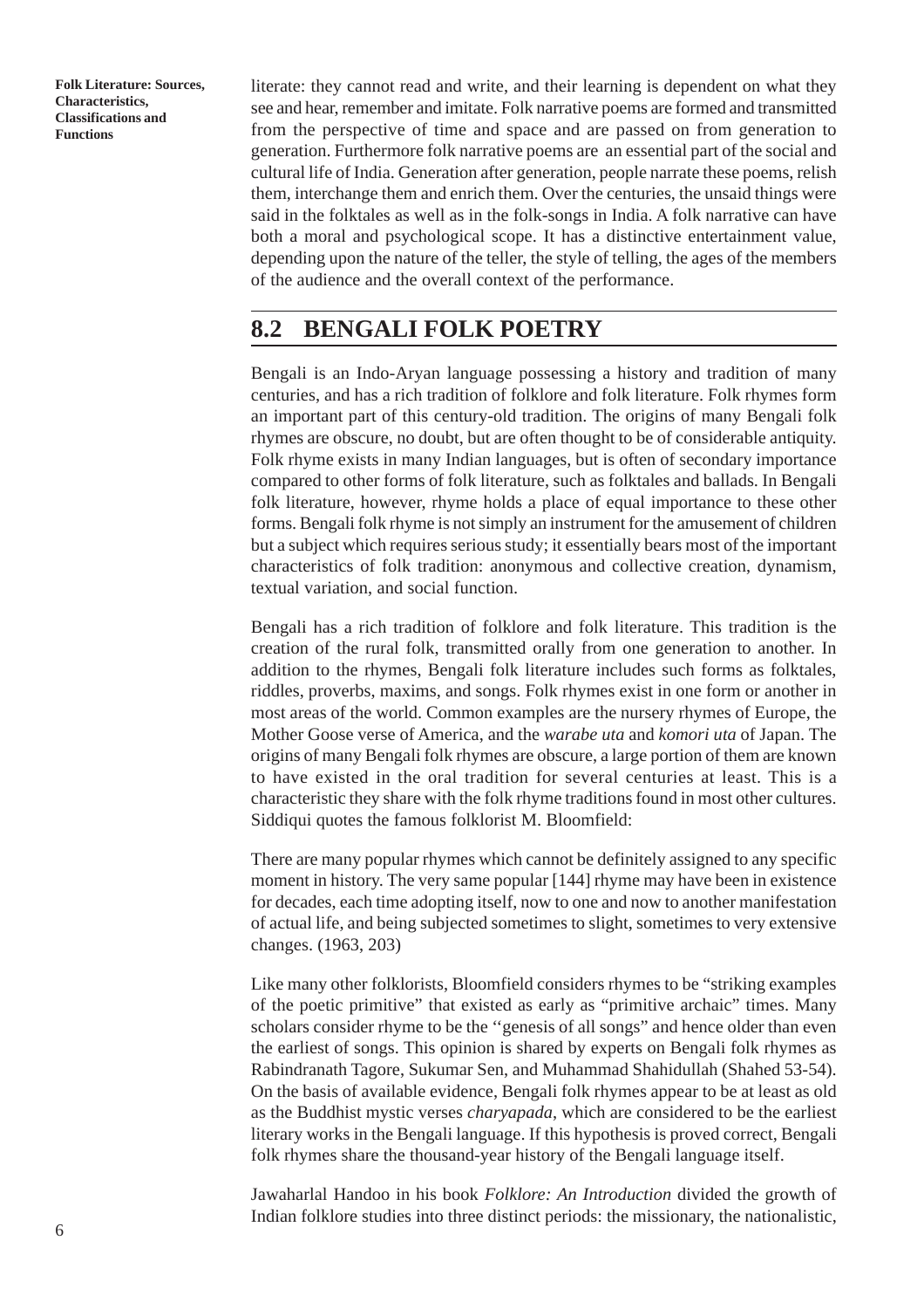literate: they cannot read and write, and their learning is dependent on what they see and hear, remember and imitate. Folk narrative poems are formed and transmitted from the perspective of time and space and are passed on from generation to generation. Furthermore folk narrative poems are an essential part of the social and cultural life of India. Generation after generation, people narrate these poems, relish them, interchange them and enrich them. Over the centuries, the unsaid things were said in the folktales as well as in the folk-songs in India. A folk narrative can have both a moral and psychological scope. It has a distinctive entertainment value, depending upon the nature of the teller, the style of telling, the ages of the members of the audience and the overall context of the performance.

## 8.2 BENGALI FOLK POETRY

Bengali is an Indo-Aryan language possessing a history and tradition of many centuries, and has a rich tradition of folklore and folk literature. Folk rhymes form an important part of this century-old tradition. The origins of many Bengali folk rhymes are obscure, no doubt, but are often thought to be of considerable antiquity. Folk rhyme exists in many Indian languages, but is often of secondary importance compared to other forms of folk literature, such as folktales and ballads. In Bengali folk literature, however, rhyme holds a place of equal importance to these other forms. Bengali folk rhyme is not simply an instrument for the amusement of children but a subject which requires serious study; it essentially bears most of the important characteristics of folk tradition: anonymous and collective creation, dynamism, textual variation, and social function.

Bengali has a rich tradition of folklore and folk literature. This tradition is the creation of the rural folk, transmitted orally from one generation to another. In addition to the rhymes, Bengali folk literature includes such forms as folktales, riddles, proverbs, maxims, and songs. Folk rhymes exist in one form or another in most areas of the world. Common examples are the nursery rhymes of Europe, the Mother Goose verse of America, and the *warabe uta* and *komori uta* of Japan. The origins of many Bengali folk rhymes are obscure, a large portion of them are known to have existed in the oral tradition for several centuries at least. This is a characteristic they share with the folk rhyme traditions found in most other cultures. Siddiqui quotes the famous folklorist M. Bloomfield:

There are many popular rhymes which cannot be definitely assigned to any specific moment in history. The very same popular [144] rhyme may have been in existence for decades, each time adopting itself, now to one and now to another manifestation of actual life, and being subjected sometimes to slight, sometimes to very extensive changes. (1963, 203)

Like many other folklorists, Bloomfield considers rhymes to be "striking examples of the poetic primitive" that existed as early as "primitive archaic" times. Many scholars consider rhyme to be the ''genesis of all songs" and hence older than even the earliest of songs. This opinion is shared by experts on Bengali folk rhymes as Rabindranath Tagore, Sukumar Sen, and Muhammad Shahidullah (Shahed 53-54). On the basis of available evidence, Bengali folk rhymes appear to be at least as old as the Buddhist mystic verses *charyapada*, which are considered to be the earliest literary works in the Bengali language. If this hypothesis is proved correct, Bengali folk rhymes share the thousand-year history of the Bengali language itself.

Jawaharlal Handoo in his book *Folklore: An Introduction* divided the growth of Indian folklore studies into three distinct periods: the missionary, the nationalistic,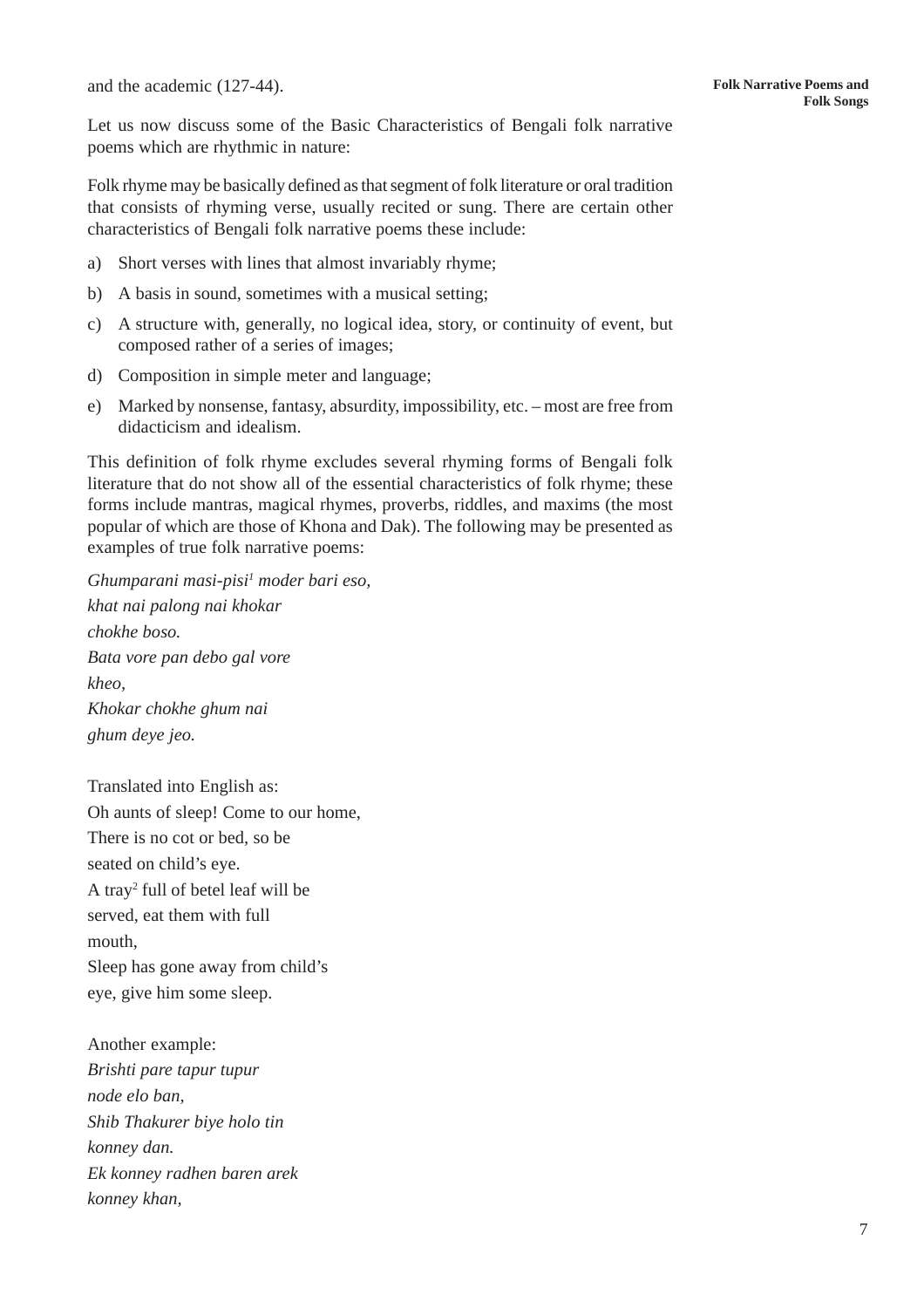and the academic (127-44).

Let us now discuss some of the Basic Characteristics of Bengali folk narrative poems which are rhythmic in nature:

Folk rhyme may be basically defined as that segment of folk literature or oral tradition that consists of rhyming verse, usually recited or sung. There are certain other characteristics of Bengali folk narrative poems these include:

a) Short verses with lines that almost invariably rhyme;

b) A basis in sound, sometimes with a musical setting;

c) A structure with, generally, no logical idea, story, or continuity of event, but composed rather of a series of images;

d) Composition in simple meter and language;

e) Marked by nonsense, fantasy, absurdity, impossibility, etc. – most are free from didacticism and idealism.

This definition of folk rhyme excludes several rhyming forms of Bengali folk literature that do not show all of the essential characteristics of folk rhyme; these forms include mantras, magical rhymes, proverbs, riddles, and maxims (the most popular of which are those of Khona and Dak). The following may be presented as examples of true folk narrative poems:

*Ghumparani masi-pisi*[1] *moder bari eso,*  
*khat nai palong nai khokar*  
*chokhe boso.*  
*Bata vore pan debo gal vore*  
*kheo,*  
*Khokar chokhe ghum nai*  
*ghum deye jeo.*

Translated into English as:  
Oh aunts of sleep! Come to our home,  
There is no cot or bed, so be  
seated on child's eye.  
A tray[2] full of betel leaf will be  
served, eat them with full  
mouth,  
Sleep has gone away from child's  
eye, give him some sleep.

Another example:  
*Brishti pare tapur tupur*  
*node elo ban,*  
*Shib Thakurer biye holo tin*  
*konney dan.*  
*Ek konney radhen baren arek*  
*konney khan,*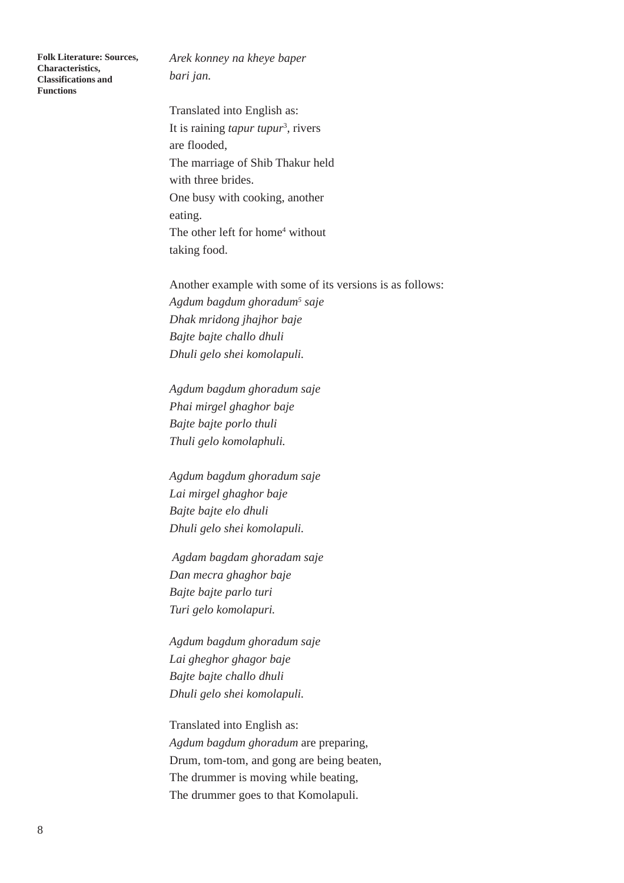*Arek konney na kheye baper*
*bari jan.*

Translated into English as:
It is raining *tapur tupur*[3], rivers are flooded,
The marriage of Shib Thakur held with three brides.
One busy with cooking, another eating.
The other left for home[4] without taking food.

Another example with some of its versions is as follows:
*Agdum bagdum ghoradum*[5] *saje*
*Dhak mridong jhajhor baje*
*Bajte bajte challo dhuli*
*Dhuli gelo shei komolapuli.*

*Agdum bagdum ghoradum saje*
*Phai mirgel ghaghor baje*
*Bajte bajte porlo thuli*
*Thuli gelo komolaphuli.*

*Agdum bagdum ghoradum saje*
*Lai mirgel ghaghor baje*
*Bajte bajte elo dhuli*
*Dhuli gelo shei komolapuli.*

*Agdam bagdam ghoradam saje*
*Dan mecra ghaghor baje*
*Bajte bajte parlo turi*
*Turi gelo komolapuri.*

*Agdum bagdum ghoradum saje*
*Lai gheghor ghagor baje*
*Bajte bajte challo dhuli*
*Dhuli gelo shei komolapuli.*

Translated into English as:
*Agdum bagdum ghoradum* are preparing,
Drum, tom-tom, and gong are being beaten,
The drummer is moving while beating,
The drummer goes to that Komolapuli.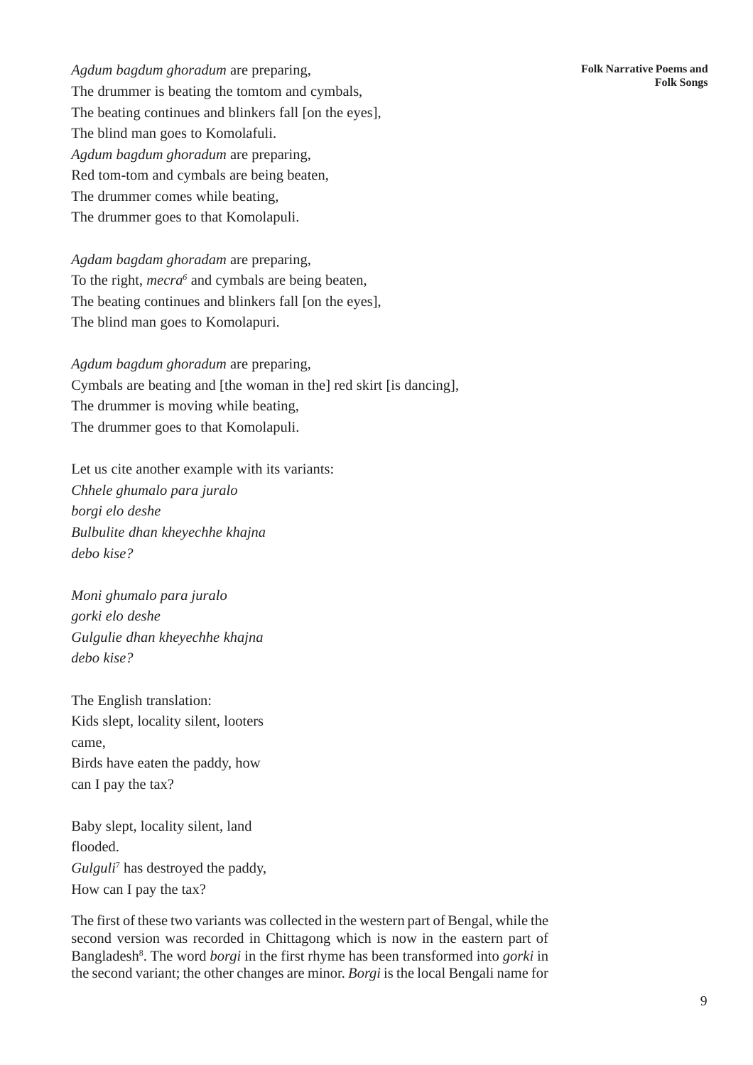*Agdum bagdum ghoradum* are preparing,
The drummer is beating the tomtom and cymbals,
The beating continues and blinkers fall [on the eyes],
The blind man goes to Komolafuli.
*Agdum bagdum ghoradum* are preparing,
Red tom-tom and cymbals are being beaten,
The drummer comes while beating,
The drummer goes to that Komolapuli.

*Agdam bagdam ghoradam* are preparing,
To the right, *mecra*[6] and cymbals are being beaten,
The beating continues and blinkers fall [on the eyes],
The blind man goes to Komolapuri.

*Agdum bagdum ghoradum* are preparing,
Cymbals are beating and [the woman in the] red skirt [is dancing],
The drummer is moving while beating,
The drummer goes to that Komolapuli.

Let us cite another example with its variants:
*Chhele ghumalo para juralo*
*borgi elo deshe*
*Bulbulite dhan kheyechhe khajna*
*debo kise?*

*Moni ghumalo para juralo*
*gorki elo deshe*
*Gulgulie dhan kheyechhe khajna*
*debo kise?*

The English translation:
Kids slept, locality silent, looters
came,
Birds have eaten the paddy, how
can I pay the tax?

Baby slept, locality silent, land
flooded.
*Gulguli*[7] has destroyed the paddy,
How can I pay the tax?

The first of these two variants was collected in the western part of Bengal, while the second version was recorded in Chittagong which is now in the eastern part of Bangladesh[8]. The word *borgi* in the first rhyme has been transformed into *gorki* in the second variant; the other changes are minor. *Borgi* is the local Bengali name for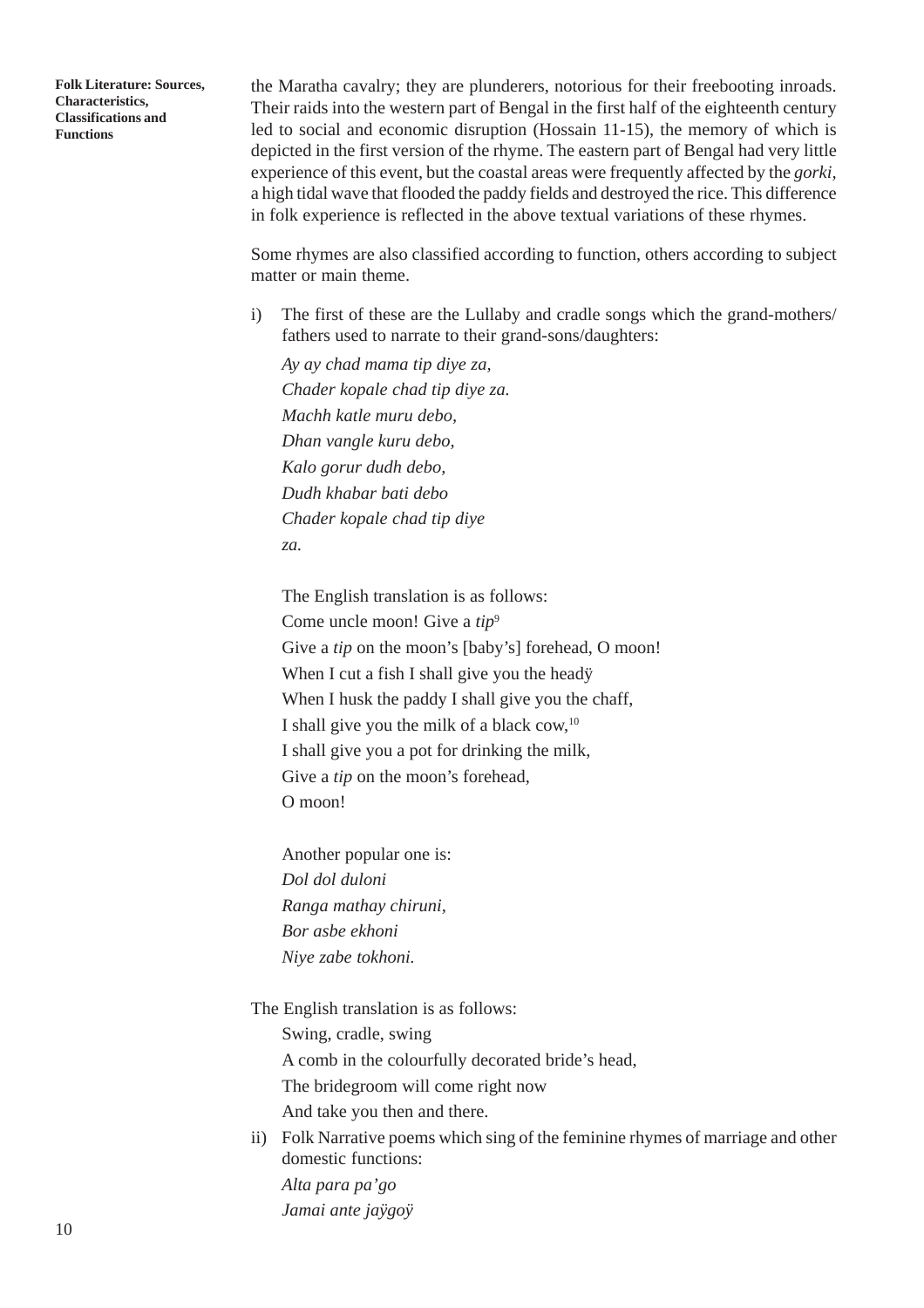the Maratha cavalry; they are plunderers, notorious for their freebooting inroads. Their raids into the western part of Bengal in the first half of the eighteenth century led to social and economic disruption (Hossain 11-15), the memory of which is depicted in the first version of the rhyme. The eastern part of Bengal had very little experience of this event, but the coastal areas were frequently affected by the *gorki*, a high tidal wave that flooded the paddy fields and destroyed the rice. This difference in folk experience is reflected in the above textual variations of these rhymes.

Some rhymes are also classified according to function, others according to subject matter or main theme.

i) The first of these are the Lullaby and cradle songs which the grand-mothers/ fathers used to narrate to their grand-sons/daughters:

   *Ay ay chad mama tip diye za,*
   *Chader kopale chad tip diye za.*
   *Machh katle muru debo,*
   *Dhan vangle kuru debo,*
   *Kalo gorur dudh debo,*
   *Dudh khabar bati debo*
   *Chader kopale chad tip diye*
   *za.*

   The English translation is as follows:
   Come uncle moon! Give a *tip*[9]
   Give a *tip* on the moon's [baby's] forehead, O moon!
   When I cut a fish I shall give you the headÿ
   When I husk the paddy I shall give you the chaff,
   I shall give you the milk of a black cow,[10]
   I shall give you a pot for drinking the milk,
   Give a *tip* on the moon's forehead,
   O moon!

   Another popular one is:
   *Dol dol duloni*
   *Ranga mathay chiruni,*
   *Bor asbe ekhoni*
   *Niye zabe tokhoni.*

The English translation is as follows:

   Swing, cradle, swing
   A comb in the colourfully decorated bride's head,
   The bridegroom will come right now
   And take you then and there.

ii) Folk Narrative poems which sing of the feminine rhymes of marriage and other domestic functions:

   *Alta para pa'go*
   *Jamai ante jaÿgoÿ*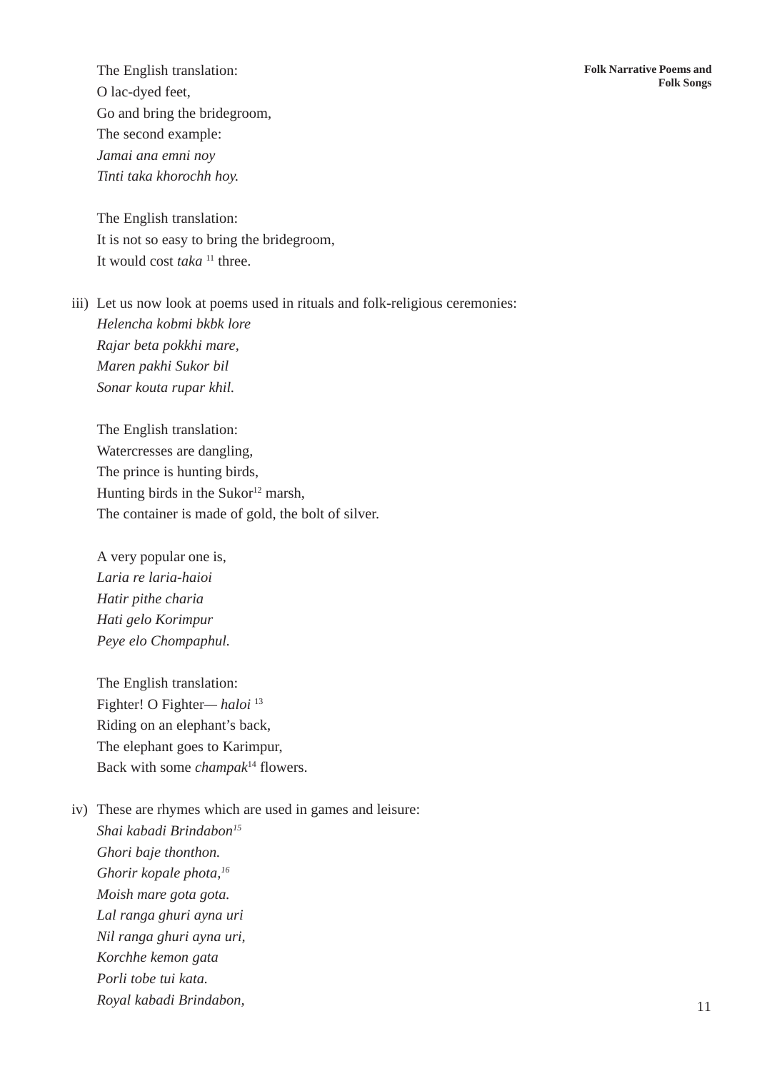The English translation:
O lac-dyed feet,
Go and bring the bridegroom,
The second example:
*Jamai ana emni noy*
*Tinti taka khorochh hoy.*

The English translation:
It is not so easy to bring the bridegroom,
It would cost *taka* [11] three.

iii) Let us now look at poems used in rituals and folk-religious ceremonies:
*Helencha kobmi bkbk lore*
*Rajar beta pokkhi mare,*
*Maren pakhi Sukor bil*
*Sonar kouta rupar khil.*

The English translation:
Watercresses are dangling,
The prince is hunting birds,
Hunting birds in the Sukor[12] marsh,
The container is made of gold, the bolt of silver.

A very popular one is,
*Laria re laria-haioi*
*Hatir pithe charia*
*Hati gelo Korimpur*
*Peye elo Chompaphul.*

The English translation:
Fighter! O Fighter— *haloi* [13]
Riding on an elephant's back,
The elephant goes to Karimpur,
Back with some *champak*[14] flowers.

iv) These are rhymes which are used in games and leisure:
*Shai kabadi Brindabon*[15]
*Ghori baje thonthon.*
*Ghorir kopale phota,*[16]
*Moish mare gota gota.*
*Lal ranga ghuri ayna uri*
*Nil ranga ghuri ayna uri,*
*Korchhe kemon gata*
*Porli tobe tui kata.*
*Royal kabadi Brindabon,*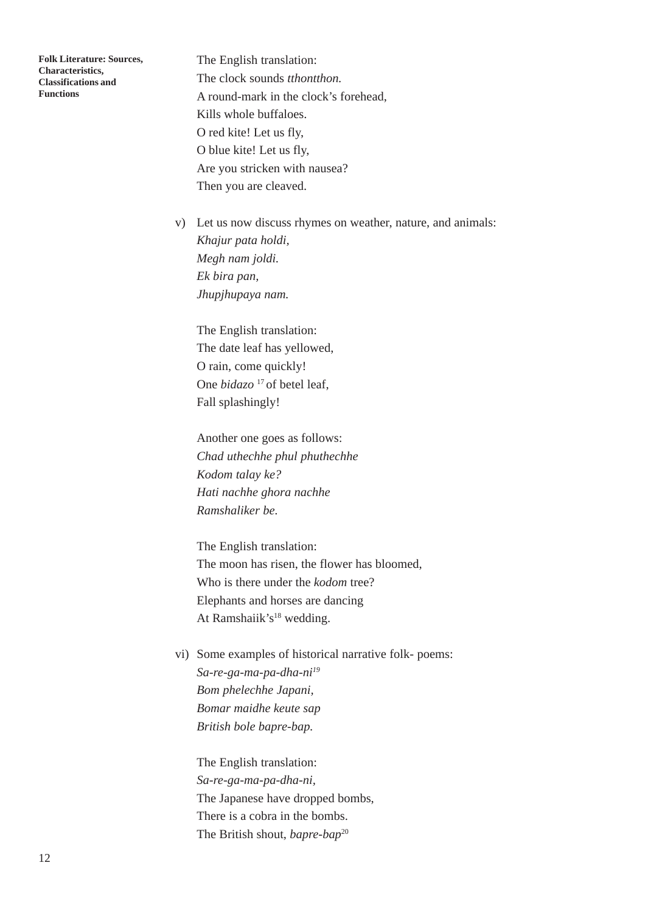The English translation:
The clock sounds *tthontthon.*
A round-mark in the clock's forehead,
Kills whole buffaloes.
O red kite! Let us fly,
O blue kite! Let us fly,
Are you stricken with nausea?
Then you are cleaved.

v) Let us now discuss rhymes on weather, nature, and animals:
*Khajur pata holdi,*
*Megh nam joldi.*
*Ek bira pan,*
*Jhupjhupaya nam.*

The English translation:
The date leaf has yellowed,
O rain, come quickly!
One *bidazo* [17] of betel leaf,
Fall splashingly!

Another one goes as follows:
*Chad uthechhe phul phuthechhe*
*Kodom talay ke?*
*Hati nachhe ghora nachhe*
*Ramshaliker be.*

The English translation:
The moon has risen, the flower has bloomed,
Who is there under the *kodom* tree?
Elephants and horses are dancing
At Ramshaiik's[18] wedding.

vi) Some examples of historical narrative folk- poems:
*Sa-re-ga-ma-pa-dha-ni*[19]
*Bom phelechhe Japani,*
*Bomar maidhe keute sap*
*British bole bapre-bap.*

The English translation:
*Sa-re-ga-ma-pa-dha-ni,*
The Japanese have dropped bombs,
There is a cobra in the bombs.
The British shout, *bapre-bap*[20]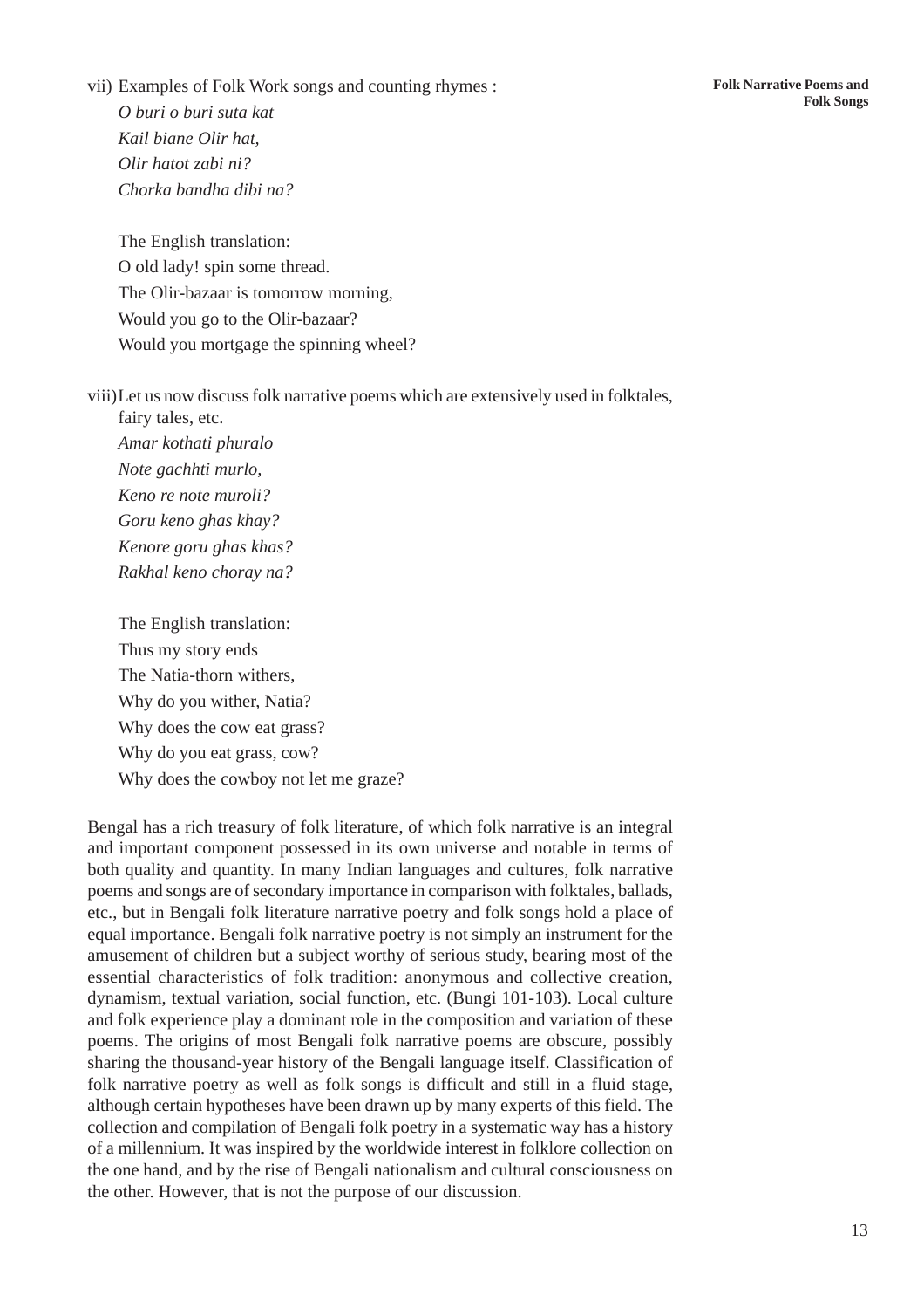vii) Examples of Folk Work songs and counting rhymes :

*O buri o buri suta kat*
*Kail biane Olir hat,*
*Olir hatot zabi ni?*
*Chorka bandha dibi na?*

The English translation:
O old lady! spin some thread.
The Olir-bazaar is tomorrow morning,
Would you go to the Olir-bazaar?
Would you mortgage the spinning wheel?

viii) Let us now discuss folk narrative poems which are extensively used in folktales, fairy tales, etc.

*Amar kothati phuralo*
*Note gachhti murlo,*
*Keno re note muroli?*
*Goru keno ghas khay?*
*Kenore goru ghas khas?*
*Rakhal keno choray na?*

The English translation:
Thus my story ends
The Natia-thorn withers,
Why do you wither, Natia?
Why does the cow eat grass?
Why do you eat grass, cow?
Why does the cowboy not let me graze?

Bengal has a rich treasury of folk literature, of which folk narrative is an integral and important component possessed in its own universe and notable in terms of both quality and quantity. In many Indian languages and cultures, folk narrative poems and songs are of secondary importance in comparison with folktales, ballads, etc., but in Bengali folk literature narrative poetry and folk songs hold a place of equal importance. Bengali folk narrative poetry is not simply an instrument for the amusement of children but a subject worthy of serious study, bearing most of the essential characteristics of folk tradition: anonymous and collective creation, dynamism, textual variation, social function, etc. (Bungi 101-103). Local culture and folk experience play a dominant role in the composition and variation of these poems. The origins of most Bengali folk narrative poems are obscure, possibly sharing the thousand-year history of the Bengali language itself. Classification of folk narrative poetry as well as folk songs is difficult and still in a fluid stage, although certain hypotheses have been drawn up by many experts of this field. The collection and compilation of Bengali folk poetry in a systematic way has a history of a millennium. It was inspired by the worldwide interest in folklore collection on the one hand, and by the rise of Bengali nationalism and cultural consciousness on the other. However, that is not the purpose of our discussion.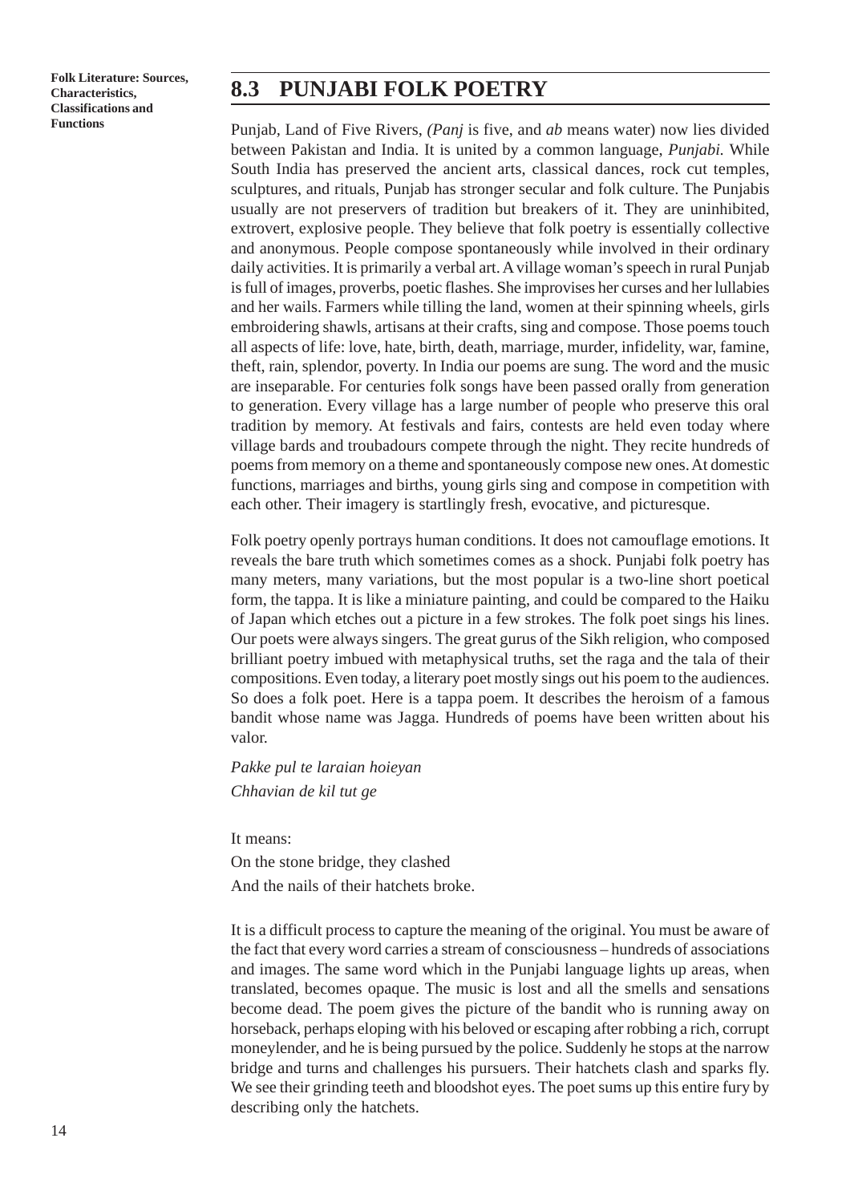## 8.3 PUNJABI FOLK POETRY

Punjab, Land of Five Rivers, *(Panj* is five, and *ab* means water) now lies divided between Pakistan and India. It is united by a common language, *Punjabi.* While South India has preserved the ancient arts, classical dances, rock cut temples, sculptures, and rituals, Punjab has stronger secular and folk culture. The Punjabis usually are not preservers of tradition but breakers of it. They are uninhibited, extrovert, explosive people. They believe that folk poetry is essentially collective and anonymous. People compose spontaneously while involved in their ordinary daily activities. It is primarily a verbal art. A village woman's speech in rural Punjab is full of images, proverbs, poetic flashes. She improvises her curses and her lullabies and her wails. Farmers while tilling the land, women at their spinning wheels, girls embroidering shawls, artisans at their crafts, sing and compose. Those poems touch all aspects of life: love, hate, birth, death, marriage, murder, infidelity, war, famine, theft, rain, splendor, poverty. In India our poems are sung. The word and the music are inseparable. For centuries folk songs have been passed orally from generation to generation. Every village has a large number of people who preserve this oral tradition by memory. At festivals and fairs, contests are held even today where village bards and troubadours compete through the night. They recite hundreds of poems from memory on a theme and spontaneously compose new ones. At domestic functions, marriages and births, young girls sing and compose in competition with each other. Their imagery is startlingly fresh, evocative, and picturesque.

Folk poetry openly portrays human conditions. It does not camouflage emotions. It reveals the bare truth which sometimes comes as a shock. Punjabi folk poetry has many meters, many variations, but the most popular is a two-line short poetical form, the tappa. It is like a miniature painting, and could be compared to the Haiku of Japan which etches out a picture in a few strokes. The folk poet sings his lines. Our poets were always singers. The great gurus of the Sikh religion, who composed brilliant poetry imbued with metaphysical truths, set the raga and the tala of their compositions. Even today, a literary poet mostly sings out his poem to the audiences. So does a folk poet. Here is a tappa poem. It describes the heroism of a famous bandit whose name was Jagga. Hundreds of poems have been written about his valor.

*Pakke pul te laraian hoieyan*
*Chhavian de kil tut ge*

It means:

On the stone bridge, they clashed
And the nails of their hatchets broke.

It is a difficult process to capture the meaning of the original. You must be aware of the fact that every word carries a stream of consciousness – hundreds of associations and images. The same word which in the Punjabi language lights up areas, when translated, becomes opaque. The music is lost and all the smells and sensations become dead. The poem gives the picture of the bandit who is running away on horseback, perhaps eloping with his beloved or escaping after robbing a rich, corrupt moneylender, and he is being pursued by the police. Suddenly he stops at the narrow bridge and turns and challenges his pursuers. Their hatchets clash and sparks fly. We see their grinding teeth and bloodshot eyes. The poet sums up this entire fury by describing only the hatchets.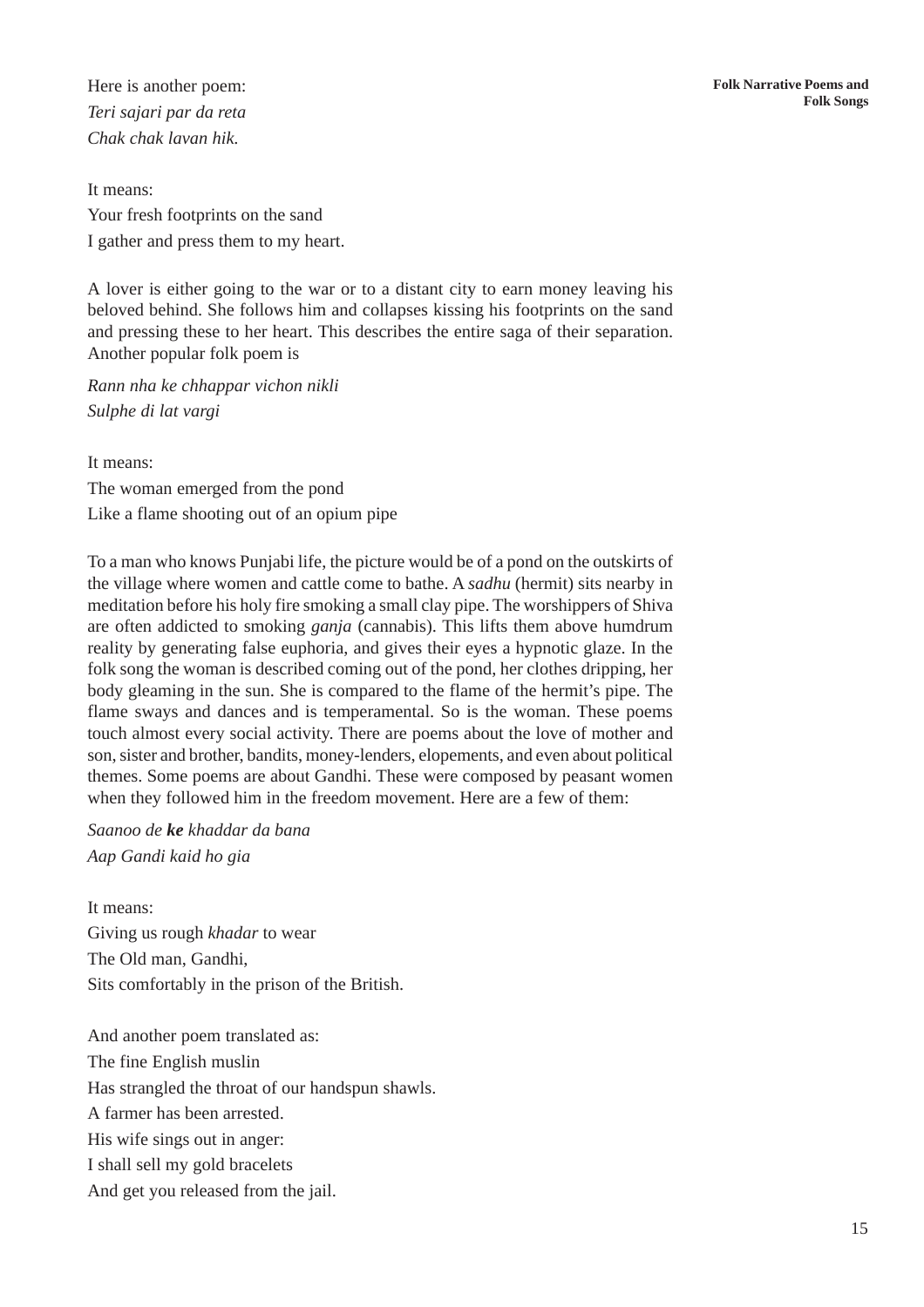Here is another poem:
*Teri sajari par da reta*
*Chak chak lavan hik.*

It means:
Your fresh footprints on the sand
I gather and press them to my heart.

A lover is either going to the war or to a distant city to earn money leaving his beloved behind. She follows him and collapses kissing his footprints on the sand and pressing these to her heart. This describes the entire saga of their separation. Another popular folk poem is

*Rann nha ke chhappar vichon nikli*
*Sulphe di lat vargi*

It means:
The woman emerged from the pond
Like a flame shooting out of an opium pipe

To a man who knows Punjabi life, the picture would be of a pond on the outskirts of the village where women and cattle come to bathe. A *sadhu* (hermit) sits nearby in meditation before his holy fire smoking a small clay pipe. The worshippers of Shiva are often addicted to smoking *ganja* (cannabis). This lifts them above humdrum reality by generating false euphoria, and gives their eyes a hypnotic glaze. In the folk song the woman is described coming out of the pond, her clothes dripping, her body gleaming in the sun. She is compared to the flame of the hermit's pipe. The flame sways and dances and is temperamental. So is the woman. These poems touch almost every social activity. There are poems about the love of mother and son, sister and brother, bandits, money-lenders, elopements, and even about political themes. Some poems are about Gandhi. These were composed by peasant women when they followed him in the freedom movement. Here are a few of them:

*Saanoo de **ke** khaddar da bana*
*Aap Gandi kaid ho gia*

It means:
Giving us rough *khadar* to wear
The Old man, Gandhi,
Sits comfortably in the prison of the British.

And another poem translated as:
The fine English muslin
Has strangled the throat of our handspun shawls.
A farmer has been arrested.
His wife sings out in anger:
I shall sell my gold bracelets
And get you released from the jail.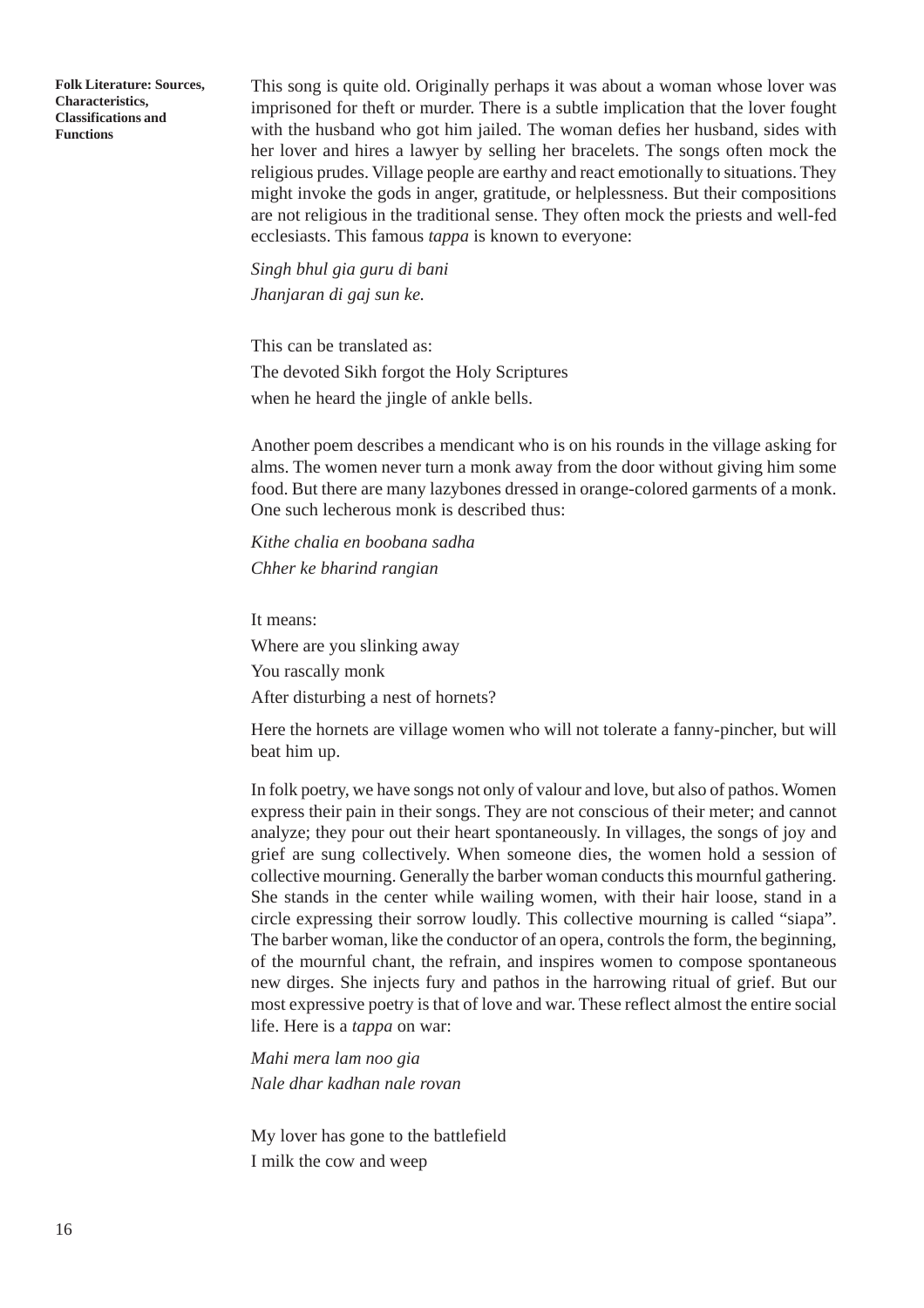This song is quite old. Originally perhaps it was about a woman whose lover was imprisoned for theft or murder. There is a subtle implication that the lover fought with the husband who got him jailed. The woman defies her husband, sides with her lover and hires a lawyer by selling her bracelets. The songs often mock the religious prudes. Village people are earthy and react emotionally to situations. They might invoke the gods in anger, gratitude, or helplessness. But their compositions are not religious in the traditional sense. They often mock the priests and well-fed ecclesiasts. This famous *tappa* is known to everyone:

*Singh bhul gia guru di bani*
*Jhanjaran di gaj sun ke.*

This can be translated as:
The devoted Sikh forgot the Holy Scriptures
when he heard the jingle of ankle bells.

Another poem describes a mendicant who is on his rounds in the village asking for alms. The women never turn a monk away from the door without giving him some food. But there are many lazybones dressed in orange-colored garments of a monk. One such lecherous monk is described thus:

*Kithe chalia en boobana sadha*
*Chher ke bharind rangian*

It means:
Where are you slinking away
You rascally monk
After disturbing a nest of hornets?

Here the hornets are village women who will not tolerate a fanny-pincher, but will beat him up.

In folk poetry, we have songs not only of valour and love, but also of pathos. Women express their pain in their songs. They are not conscious of their meter; and cannot analyze; they pour out their heart spontaneously. In villages, the songs of joy and grief are sung collectively. When someone dies, the women hold a session of collective mourning. Generally the barber woman conducts this mournful gathering. She stands in the center while wailing women, with their hair loose, stand in a circle expressing their sorrow loudly. This collective mourning is called "siapa". The barber woman, like the conductor of an opera, controls the form, the beginning, of the mournful chant, the refrain, and inspires women to compose spontaneous new dirges. She injects fury and pathos in the harrowing ritual of grief. But our most expressive poetry is that of love and war. These reflect almost the entire social life. Here is a *tappa* on war:

*Mahi mera lam noo gia*
*Nale dhar kadhan nale rovan*

My lover has gone to the battlefield
I milk the cow and weep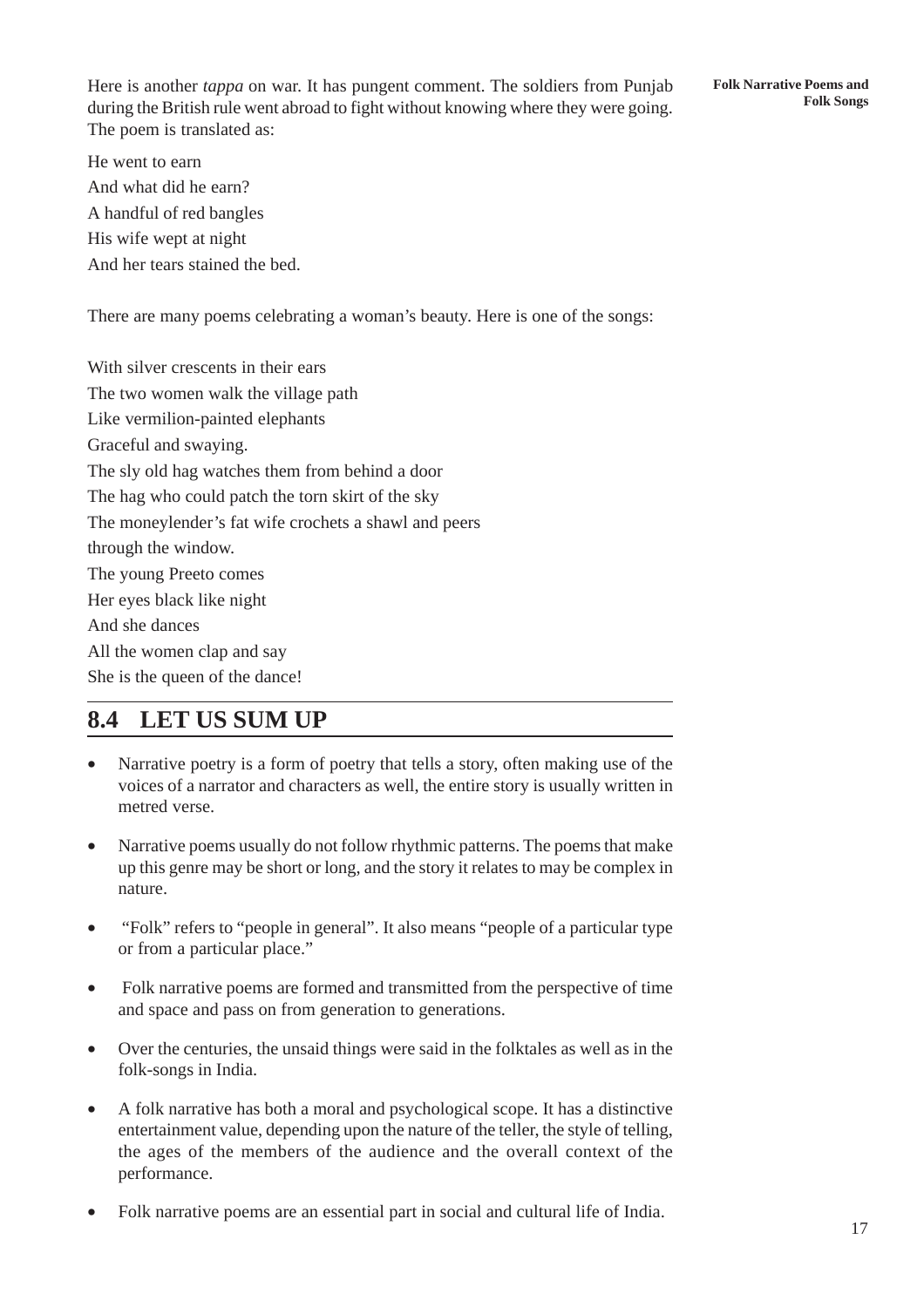Here is another *tappa* on war. It has pungent comment. The soldiers from Punjab during the British rule went abroad to fight without knowing where they were going. The poem is translated as:

He went to earn
And what did he earn?
A handful of red bangles
His wife wept at night
And her tears stained the bed.

There are many poems celebrating a woman's beauty. Here is one of the songs:

With silver crescents in their ears
The two women walk the village path
Like vermilion-painted elephants
Graceful and swaying.
The sly old hag watches them from behind a door
The hag who could patch the torn skirt of the sky
The moneylender's fat wife crochets a shawl and peers
through the window.
The young Preeto comes
Her eyes black like night
And she dances
All the women clap and say
She is the queen of the dance!

## 8.4 LET US SUM UP

- Narrative poetry is a form of poetry that tells a story, often making use of the voices of a narrator and characters as well, the entire story is usually written in metred verse.
- Narrative poems usually do not follow rhythmic patterns. The poems that make up this genre may be short or long, and the story it relates to may be complex in nature.
- "Folk" refers to "people in general". It also means "people of a particular type or from a particular place."
- Folk narrative poems are formed and transmitted from the perspective of time and space and pass on from generation to generations.
- Over the centuries, the unsaid things were said in the folktales as well as in the folk-songs in India.
- A folk narrative has both a moral and psychological scope. It has a distinctive entertainment value, depending upon the nature of the teller, the style of telling, the ages of the members of the audience and the overall context of the performance.
- Folk narrative poems are an essential part in social and cultural life of India.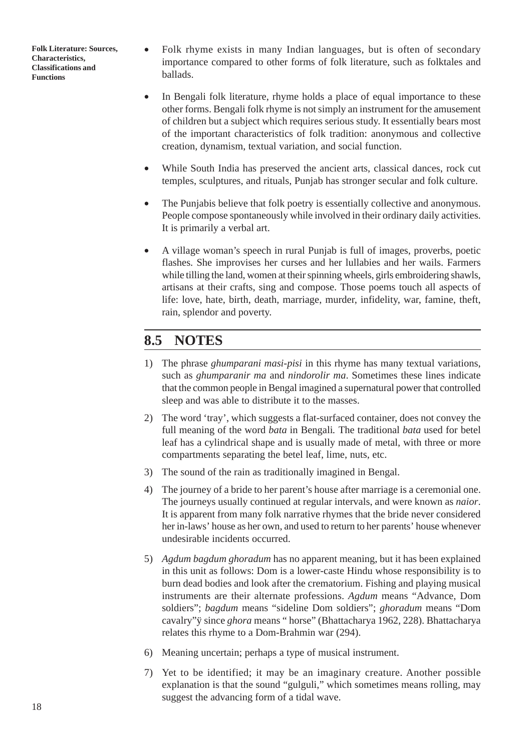- Folk rhyme exists in many Indian languages, but is often of secondary importance compared to other forms of folk literature, such as folktales and ballads.

- In Bengali folk literature, rhyme holds a place of equal importance to these other forms. Bengali folk rhyme is not simply an instrument for the amusement of children but a subject which requires serious study. It essentially bears most of the important characteristics of folk tradition: anonymous and collective creation, dynamism, textual variation, and social function.

- While South India has preserved the ancient arts, classical dances, rock cut temples, sculptures, and rituals, Punjab has stronger secular and folk culture.

- The Punjabis believe that folk poetry is essentially collective and anonymous. People compose spontaneously while involved in their ordinary daily activities. It is primarily a verbal art.

- A village woman's speech in rural Punjab is full of images, proverbs, poetic flashes. She improvises her curses and her lullabies and her wails. Farmers while tilling the land, women at their spinning wheels, girls embroidering shawls, artisans at their crafts, sing and compose. Those poems touch all aspects of life: love, hate, birth, death, marriage, murder, infidelity, war, famine, theft, rain, splendor and poverty.

## 8.5 NOTES

1) The phrase *ghumparani masi-pisi* in this rhyme has many textual variations, such as *ghumparanir ma* and *nindorolir ma*. Sometimes these lines indicate that the common people in Bengal imagined a supernatural power that controlled sleep and was able to distribute it to the masses.

2) The word 'tray', which suggests a flat-surfaced container, does not convey the full meaning of the word *bata* in Bengali. The traditional *bata* used for betel leaf has a cylindrical shape and is usually made of metal, with three or more compartments separating the betel leaf, lime, nuts, etc.

3) The sound of the rain as traditionally imagined in Bengal.

4) The journey of a bride to her parent's house after marriage is a ceremonial one. The journeys usually continued at regular intervals, and were known as *naior*. It is apparent from many folk narrative rhymes that the bride never considered her in-laws' house as her own, and used to return to her parents' house whenever undesirable incidents occurred.

5) *Agdum bagdum ghoradum* has no apparent meaning, but it has been explained in this unit as follows: Dom is a lower-caste Hindu whose responsibility is to burn dead bodies and look after the crematorium. Fishing and playing musical instruments are their alternate professions. *Agdum* means "Advance, Dom soldiers"; *bagdum* means "sideline Dom soldiers"; *ghoradum* means "Dom cavalry"ÿ since *ghora* means " horse" (Bhattacharya 1962, 228). Bhattacharya relates this rhyme to a Dom-Brahmin war (294).

6) Meaning uncertain; perhaps a type of musical instrument.

7) Yet to be identified; it may be an imaginary creature. Another possible explanation is that the sound "gulguli," which sometimes means rolling, may suggest the advancing form of a tidal wave.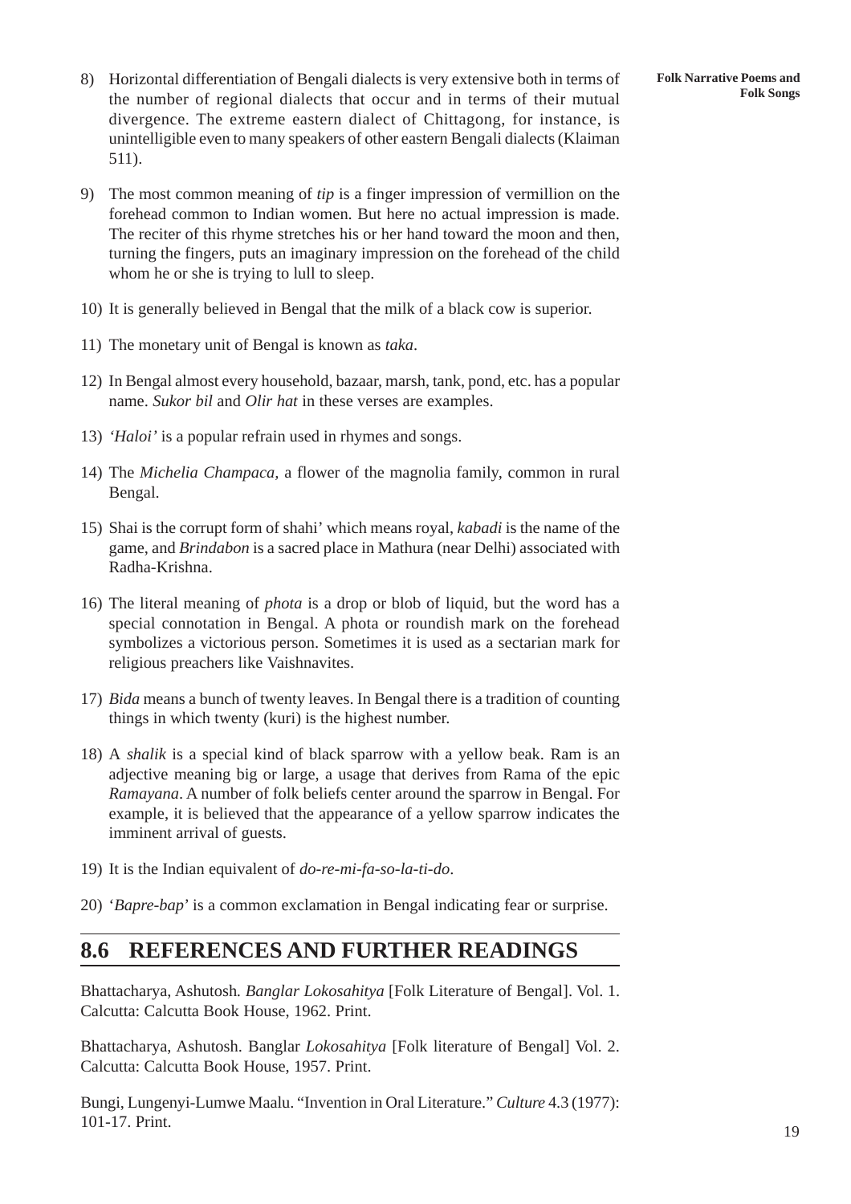8) Horizontal differentiation of Bengali dialects is very extensive both in terms of the number of regional dialects that occur and in terms of their mutual divergence. The extreme eastern dialect of Chittagong, for instance, is unintelligible even to many speakers of other eastern Bengali dialects (Klaiman 511).

9) The most common meaning of *tip* is a finger impression of vermillion on the forehead common to Indian women. But here no actual impression is made. The reciter of this rhyme stretches his or her hand toward the moon and then, turning the fingers, puts an imaginary impression on the forehead of the child whom he or she is trying to lull to sleep.

10) It is generally believed in Bengal that the milk of a black cow is superior.

11) The monetary unit of Bengal is known as *taka*.

12) In Bengal almost every household, bazaar, marsh, tank, pond, etc. has a popular name. *Sukor bil* and *Olir hat* in these verses are examples.

13) *'Haloi'* is a popular refrain used in rhymes and songs.

14) The *Michelia Champaca,* a flower of the magnolia family, common in rural Bengal.

15) Shai is the corrupt form of shahi' which means royal, *kabadi* is the name of the game, and *Brindabon* is a sacred place in Mathura (near Delhi) associated with Radha-Krishna.

16) The literal meaning of *phota* is a drop or blob of liquid, but the word has a special connotation in Bengal. A phota or roundish mark on the forehead symbolizes a victorious person. Sometimes it is used as a sectarian mark for religious preachers like Vaishnavites.

17) *Bida* means a bunch of twenty leaves. In Bengal there is a tradition of counting things in which twenty (kuri) is the highest number.

18) A *shalik* is a special kind of black sparrow with a yellow beak. Ram is an adjective meaning big or large, a usage that derives from Rama of the epic *Ramayana*. A number of folk beliefs center around the sparrow in Bengal. For example, it is believed that the appearance of a yellow sparrow indicates the imminent arrival of guests.

19) It is the Indian equivalent of *do-re-mi-fa-so-la-ti-do*.

20) '*Bapre-bap*' is a common exclamation in Bengal indicating fear or surprise.

## 8.6 REFERENCES AND FURTHER READINGS

Bhattacharya, Ashutosh. *Banglar Lokosahitya* [Folk Literature of Bengal]. Vol. 1. Calcutta: Calcutta Book House, 1962. Print.

Bhattacharya, Ashutosh. Banglar *Lokosahitya* [Folk literature of Bengal] Vol. 2. Calcutta: Calcutta Book House, 1957. Print.

Bungi, Lungenyi-Lumwe Maalu. "Invention in Oral Literature." *Culture* 4.3 (1977): 101-17. Print.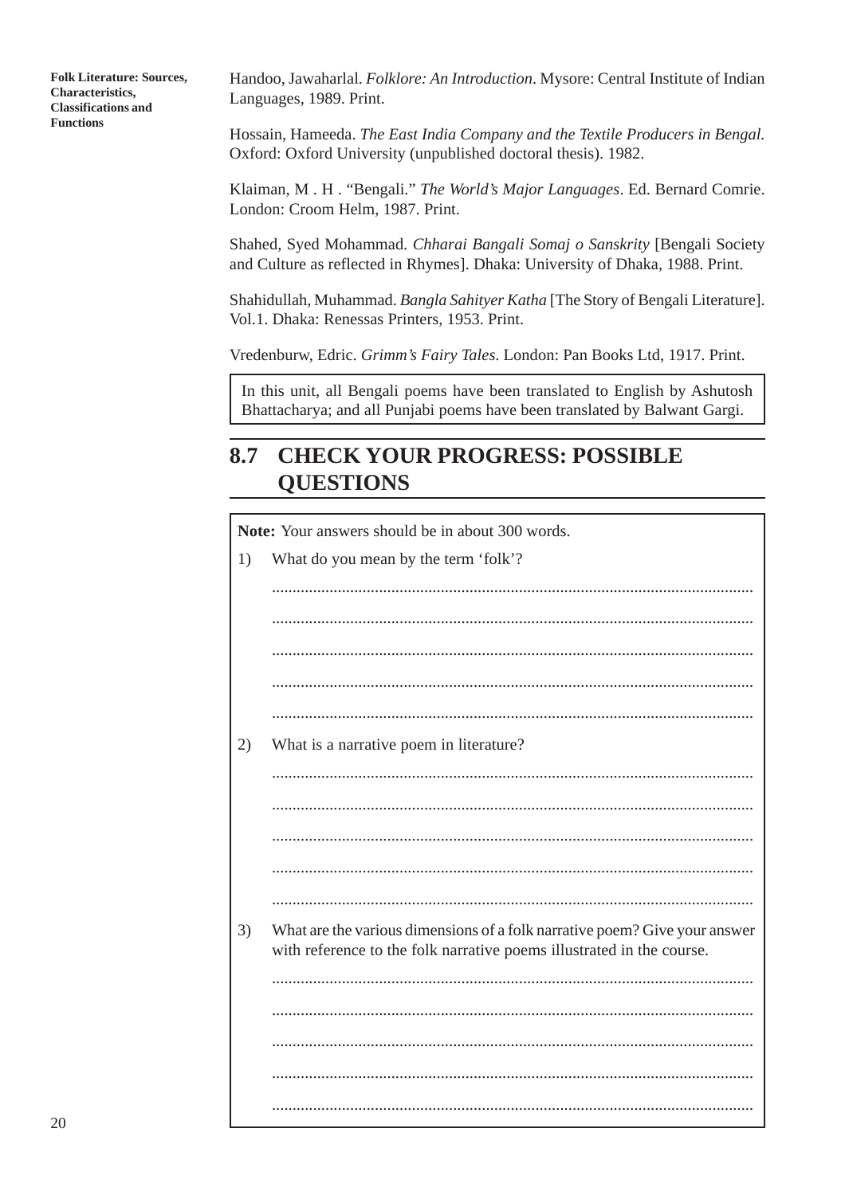Handoo, Jawaharlal. *Folklore: An Introduction*. Mysore: Central Institute of Indian Languages, 1989. Print.

Hossain, Hameeda. *The East India Company and the Textile Producers in Bengal.* Oxford: Oxford University (unpublished doctoral thesis). 1982.

Klaiman, M . H . "Bengali." *The World's Major Languages*. Ed. Bernard Comrie. London: Croom Helm, 1987. Print.

Shahed, Syed Mohammad. *Chharai Bangali Somaj o Sanskrity* [Bengali Society and Culture as reflected in Rhymes]. Dhaka: University of Dhaka, 1988. Print.

Shahidullah, Muhammad. *Bangla Sahityer Katha* [The Story of Bengali Literature]. Vol.1. Dhaka: Renessas Printers, 1953. Print.

Vredenburw, Edric. *Grimm's Fairy Tales*. London: Pan Books Ltd, 1917. Print.

In this unit, all Bengali poems have been translated to English by Ashutosh Bhattacharya; and all Punjabi poems have been translated by Balwant Gargi.

## 8.7 CHECK YOUR PROGRESS: POSSIBLE QUESTIONS

**Note:** Your answers should be in about 300 words.

1) What do you mean by the term 'folk'?

2) What is a narrative poem in literature?

3) What are the various dimensions of a folk narrative poem? Give your answer with reference to the folk narrative poems illustrated in the course.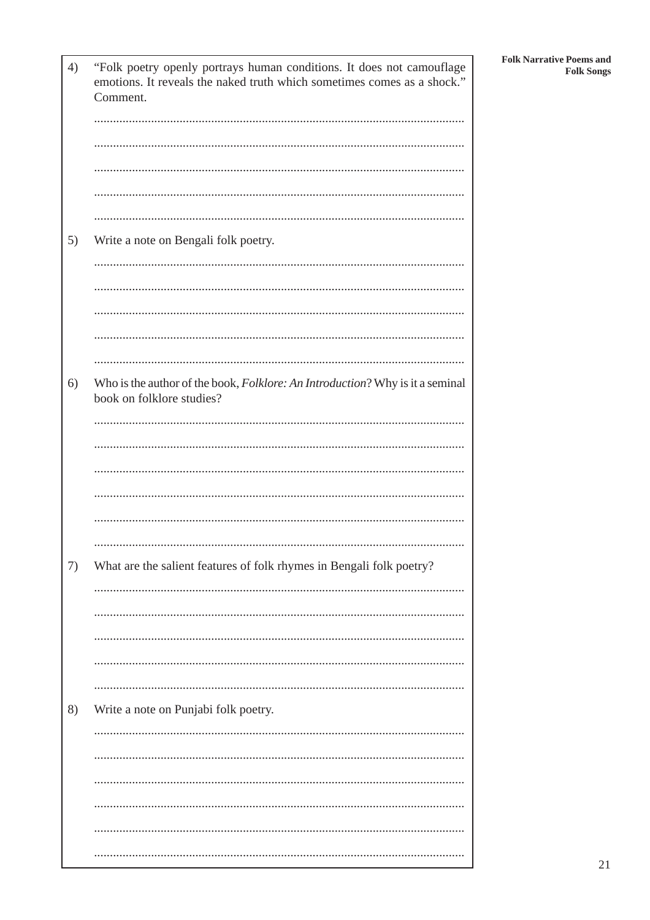4) "Folk poetry openly portrays human conditions. It does not camouflage emotions. It reveals the naked truth which sometimes comes as a shock." Comment.

...................................................................................................................

...................................................................................................................

...................................................................................................................

...................................................................................................................

...................................................................................................................

5) Write a note on Bengali folk poetry.

...................................................................................................................

...................................................................................................................

...................................................................................................................

...................................................................................................................

...................................................................................................................

6) Who is the author of the book, *Folklore: An Introduction*? Why is it a seminal book on folklore studies?

...................................................................................................................

...................................................................................................................

...................................................................................................................

...................................................................................................................

...................................................................................................................

...................................................................................................................

7) What are the salient features of folk rhymes in Bengali folk poetry?

...................................................................................................................

...................................................................................................................

...................................................................................................................

...................................................................................................................

...................................................................................................................

8) Write a note on Punjabi folk poetry.

...................................................................................................................

...................................................................................................................

...................................................................................................................

...................................................................................................................

...................................................................................................................

...................................................................................................................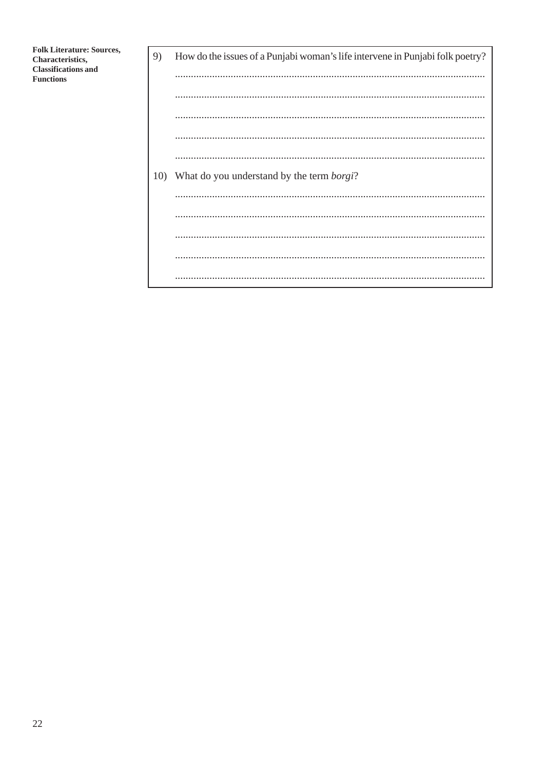9) How do the issues of a Punjabi woman's life intervene in Punjabi folk poetry?

..................................................................................................................

..................................................................................................................

..................................................................................................................

..................................................................................................................

..................................................................................................................

10) What do you understand by the term *borgi*?

..................................................................................................................

..................................................................................................................

..................................................................................................................

..................................................................................................................

..................................................................................................................